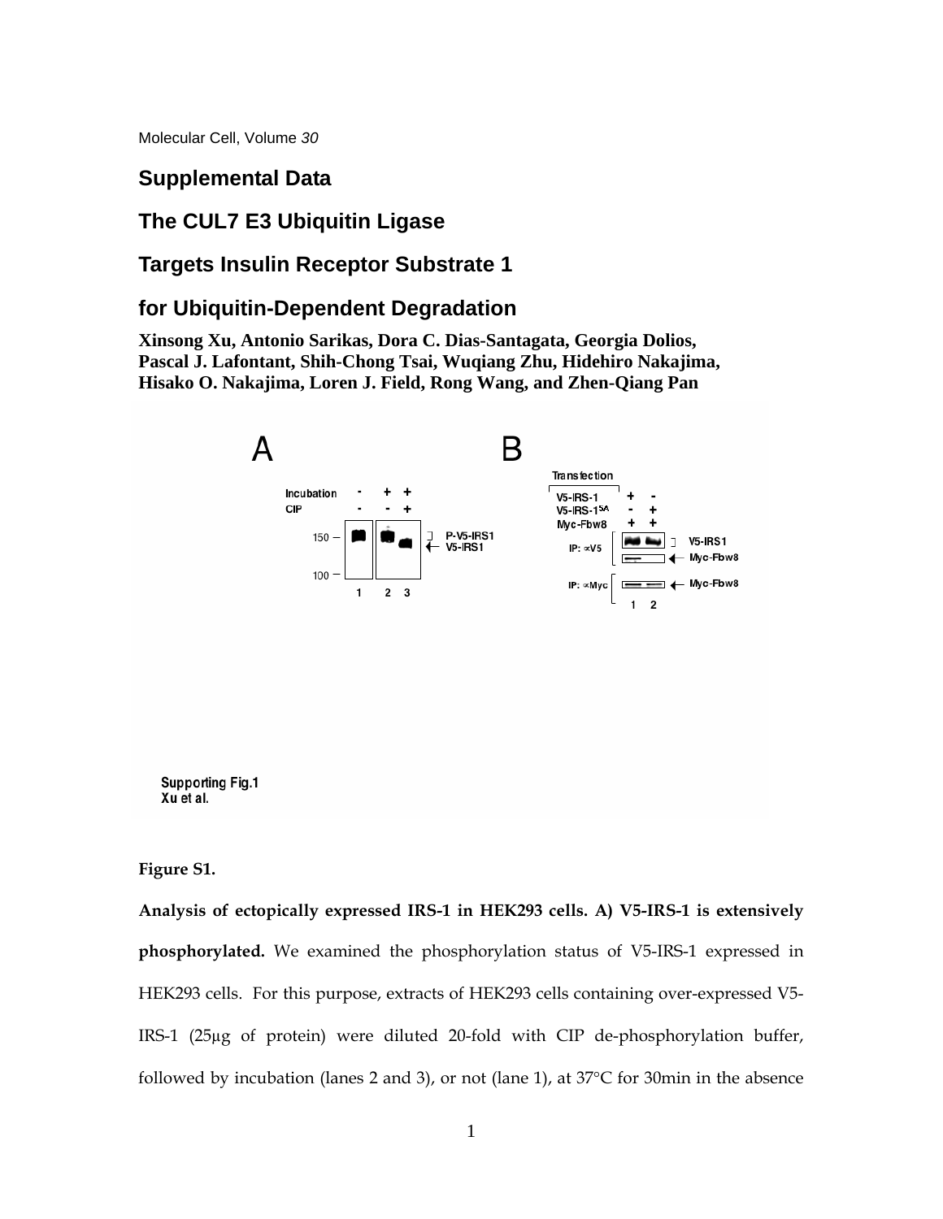Molecular Cell, Volume *30*

# Supplemental Data

# The CUL7 E3 Ubiquitin Ligase

# Targets Insulin Receptor Substrate 1

# for Ubiquitin-Dependent Degradation

**Xinsong Xu, Antonio Sarikas, Dora C. Dias-Santagata, Georgia Dolios, Pascal J. Lafontant, Shih-Chong Tsai, Wuqiang Zhu, Hidehiro Nakajima, Hisako O. Nakajima, Loren J. Field, Rong Wang, and Zhen-Qiang Pan**

**Figure S1.**

**Analysis of ectopically expressed IRS-1 in HEK293 cells. A) V5-IRS-1 is extensively phosphorylated.** We examined the phosphorylation status of V5-IRS-1 expressed in HEK293 cells. For this purpose, extracts of HEK293 cells containing over-expressed V5-IRS-1 (25µg of protein) were diluted 20-fold with CIP de-phosphorylation buffer, followed by incubation (lanes 2 and 3), or not (lane 1), at 37°C for 30min in the absence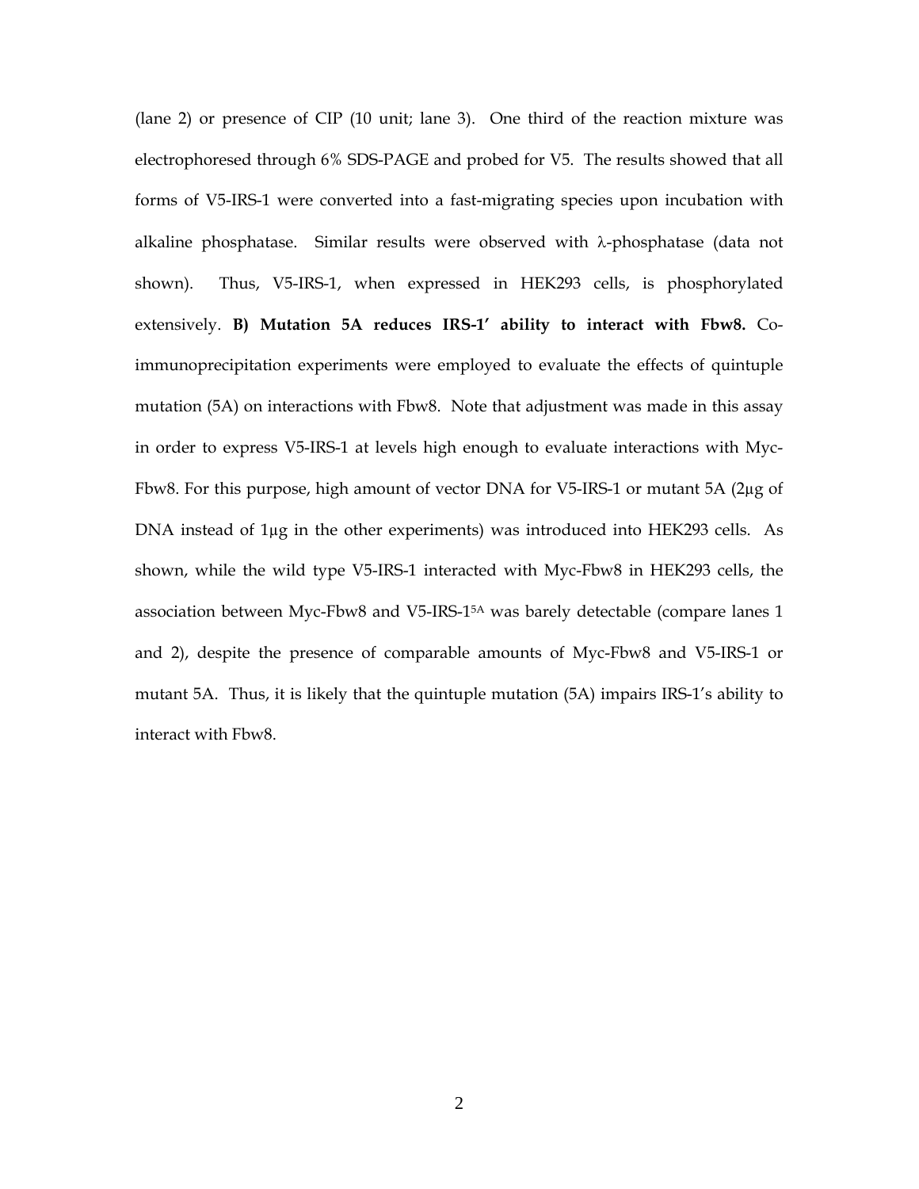(lane 2) or presence of CIP (10 unit; lane 3). One third of the reaction mixture was electrophoresed through 6% SDS-PAGE and probed for V5. The results showed that all forms of V5-IRS-1 were converted into a fast-migrating species upon incubation with alkaline phosphatase. Similar results were observed with λ-phosphatase (data not shown). Thus, V5-IRS-1, when expressed in HEK293 cells, is phosphorylated extensively. **B) Mutation 5A reduces IRS-1' ability to interact with Fbw8.** Co-immunoprecipitation experiments were employed to evaluate the effects of quintuple mutation (5A) on interactions with Fbw8. Note that adjustment was made in this assay in order to express V5-IRS-1 at levels high enough to evaluate interactions with Myc-Fbw8. For this purpose, high amount of vector DNA for V5-IRS-1 or mutant 5A (2μg of DNA instead of 1μg in the other experiments) was introduced into HEK293 cells. As shown, while the wild type V5-IRS-1 interacted with Myc-Fbw8 in HEK293 cells, the association between Myc-Fbw8 and V5-IRS-$1^{5A}$ was barely detectable (compare lanes 1 and 2), despite the presence of comparable amounts of Myc-Fbw8 and V5-IRS-1 or mutant 5A. Thus, it is likely that the quintuple mutation (5A) impairs IRS-1's ability to interact with Fbw8.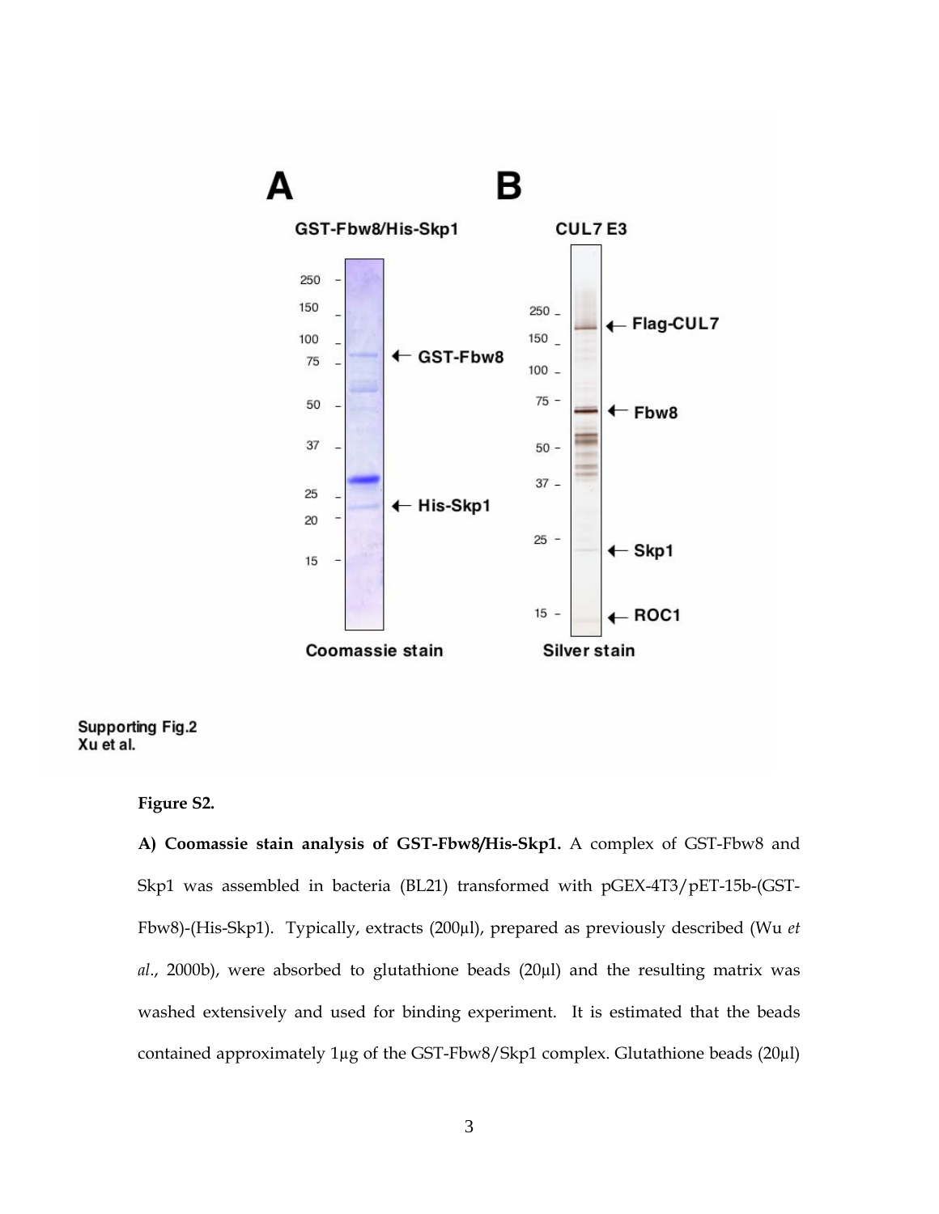**Figure S2.**

**A) Coomassie stain analysis of GST-Fbw8/His-Skp1.** A complex of GST-Fbw8 and Skp1 was assembled in bacteria (BL21) transformed with pGEX-4T3/pET-15b-(GST-Fbw8)-(His-Skp1). Typically, extracts (200µl), prepared as previously described (Wu *et al*., 2000b), were absorbed to glutathione beads (20µl) and the resulting matrix was washed extensively and used for binding experiment. It is estimated that the beads contained approximately 1µg of the GST-Fbw8/Skp1 complex. Glutathione beads (20µl)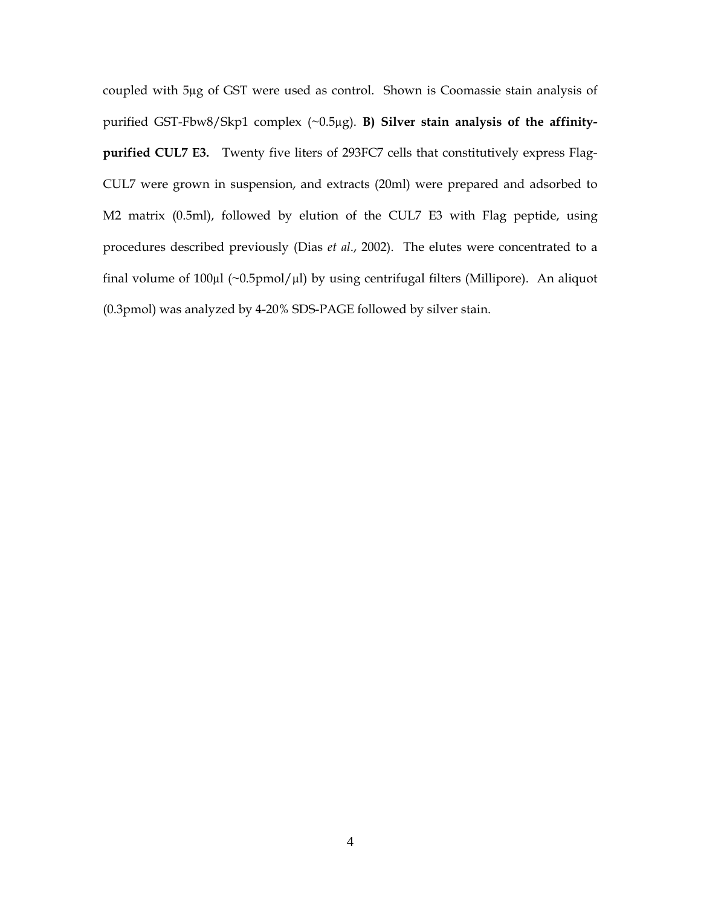coupled with 5µg of GST were used as control. Shown is Coomassie stain analysis of purified GST-Fbw8/Skp1 complex (~0.5µg). **B) Silver stain analysis of the affinity-purified CUL7 E3.** Twenty five liters of 293FC7 cells that constitutively express Flag-CUL7 were grown in suspension, and extracts (20ml) were prepared and adsorbed to M2 matrix (0.5ml), followed by elution of the CUL7 E3 with Flag peptide, using procedures described previously (Dias *et al*., 2002). The elutes were concentrated to a final volume of 100µl (~0.5pmol/µl) by using centrifugal filters (Millipore). An aliquot (0.3pmol) was analyzed by 4-20% SDS-PAGE followed by silver stain.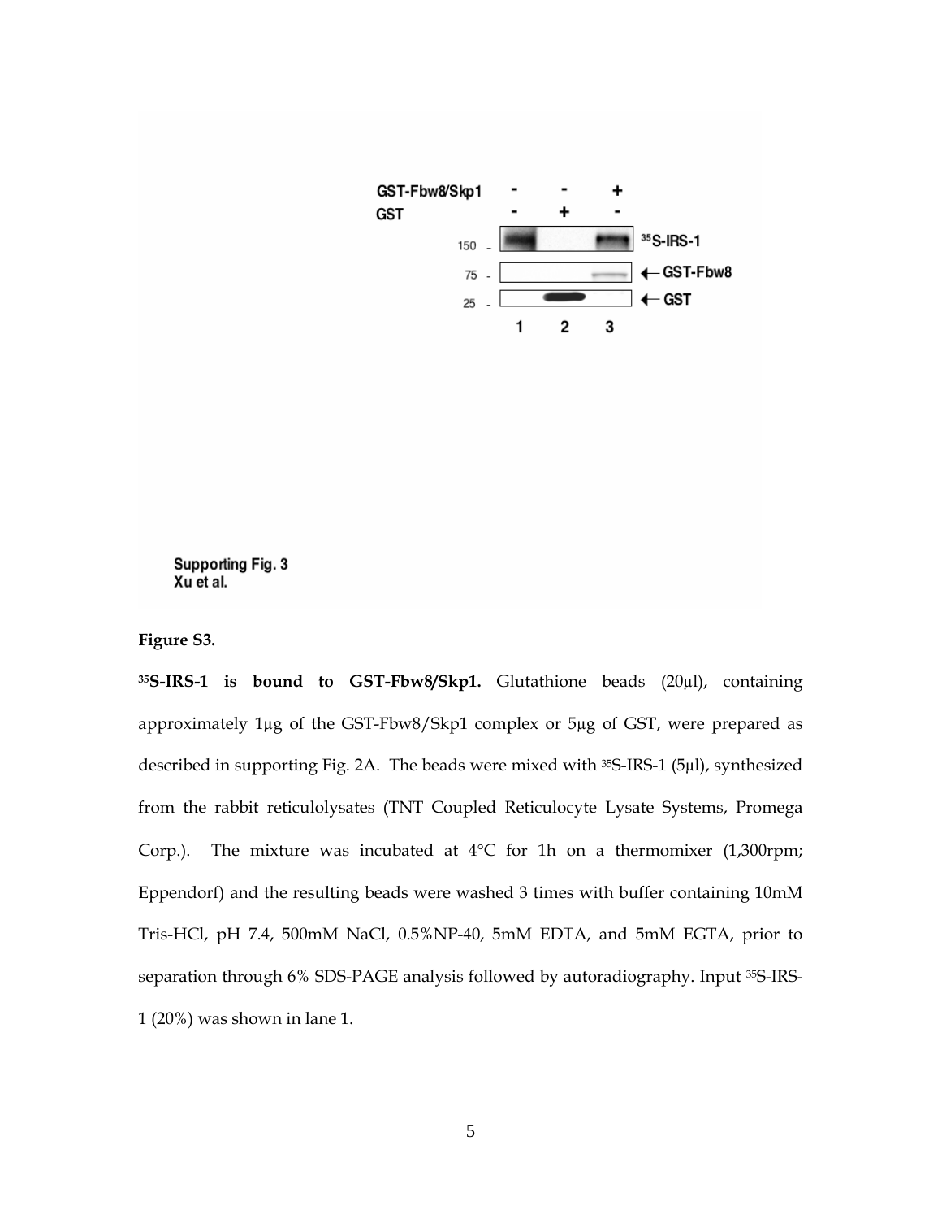**Figure S3.**

**$^{35}$S-IRS-1 is bound to GST-Fbw8/Skp1.** Glutathione beads (20μl), containing approximately 1μg of the GST-Fbw8/Skp1 complex or 5μg of GST, were prepared as described in supporting Fig. 2A. The beads were mixed with $^{35}$S-IRS-1 (5μl), synthesized from the rabbit reticulolysates (TNT Coupled Reticulocyte Lysate Systems, Promega Corp.). The mixture was incubated at 4°C for 1h on a thermomixer (1,300rpm; Eppendorf) and the resulting beads were washed 3 times with buffer containing 10mM Tris-HCl, pH 7.4, 500mM NaCl, 0.5%NP-40, 5mM EDTA, and 5mM EGTA, prior to separation through 6% SDS-PAGE analysis followed by autoradiography. Input $^{35}$S-IRS-1 (20%) was shown in lane 1.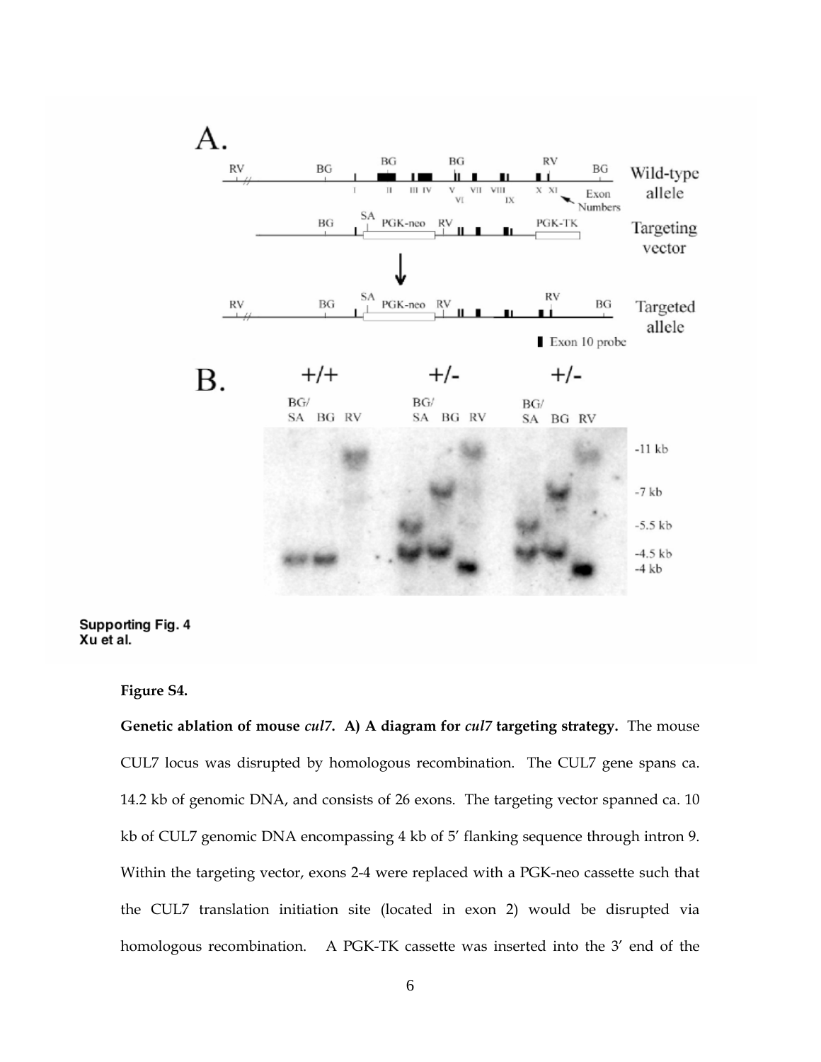Supporting Fig. 4
Xu et al.

**Figure S4.**

**Genetic ablation of mouse *cul7*. A) A diagram for *cul7* targeting strategy.** The mouse CUL7 locus was disrupted by homologous recombination. The CUL7 gene spans ca. 14.2 kb of genomic DNA, and consists of 26 exons. The targeting vector spanned ca. 10 kb of CUL7 genomic DNA encompassing 4 kb of 5′ flanking sequence through intron 9. Within the targeting vector, exons 2-4 were replaced with a PGK-neo cassette such that the CUL7 translation initiation site (located in exon 2) would be disrupted via homologous recombination. A PGK-TK cassette was inserted into the 3′ end of the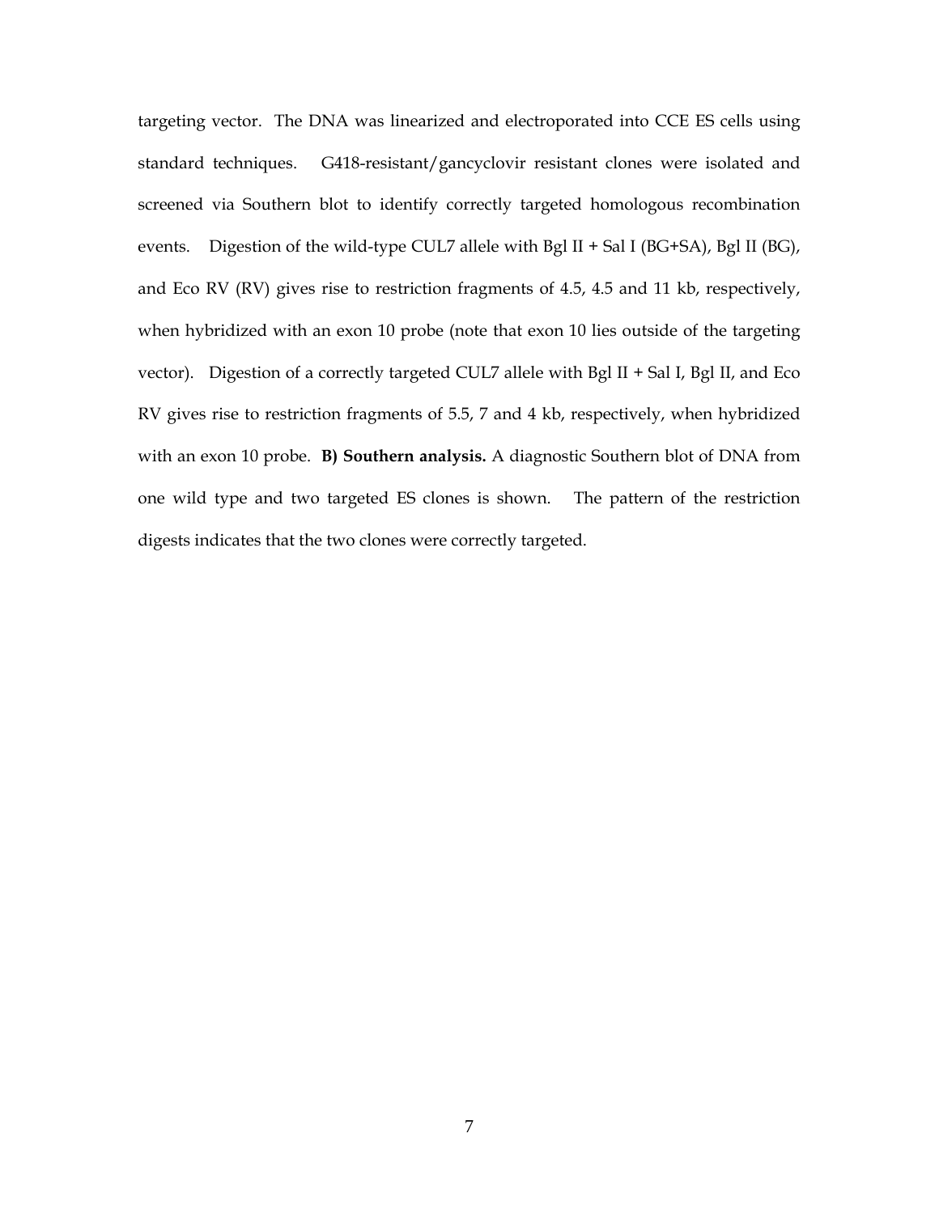targeting vector. The DNA was linearized and electroporated into CCE ES cells using standard techniques. G418-resistant/gancyclovir resistant clones were isolated and screened via Southern blot to identify correctly targeted homologous recombination events. Digestion of the wild-type CUL7 allele with Bgl II + Sal I (BG+SA), Bgl II (BG), and Eco RV (RV) gives rise to restriction fragments of 4.5, 4.5 and 11 kb, respectively, when hybridized with an exon 10 probe (note that exon 10 lies outside of the targeting vector). Digestion of a correctly targeted CUL7 allele with Bgl II + Sal I, Bgl II, and Eco RV gives rise to restriction fragments of 5.5, 7 and 4 kb, respectively, when hybridized with an exon 10 probe. **B) Southern analysis.** A diagnostic Southern blot of DNA from one wild type and two targeted ES clones is shown. The pattern of the restriction digests indicates that the two clones were correctly targeted.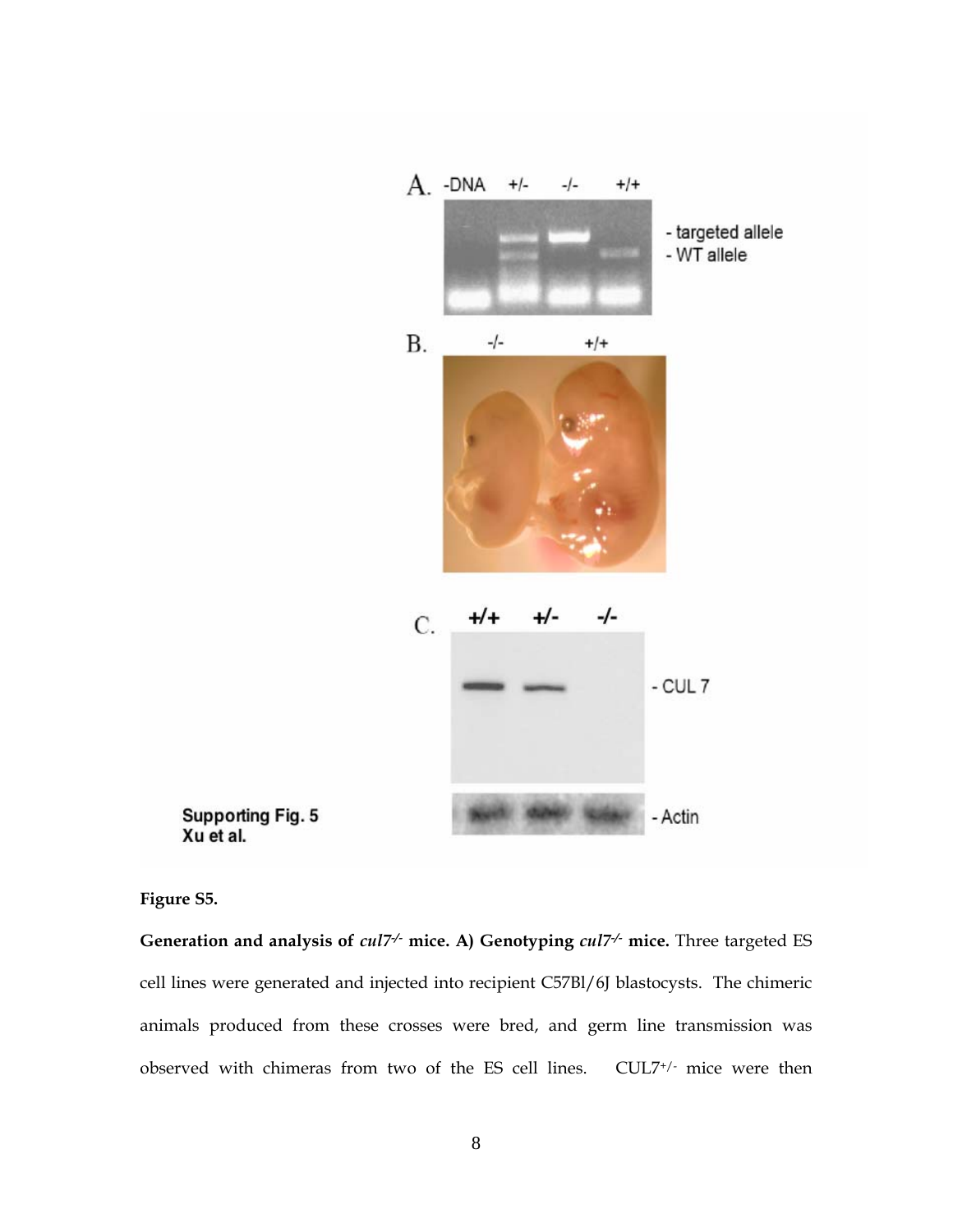**Figure S5.**

**Generation and analysis of *cul7*$^{-/-}$ mice. A) Genotyping *cul7*$^{-/-}$ mice.** Three targeted ES cell lines were generated and injected into recipient C57Bl/6J blastocysts. The chimeric animals produced from these crosses were bred, and germ line transmission was observed with chimeras from two of the ES cell lines. CUL7$^{+/-}$ mice were then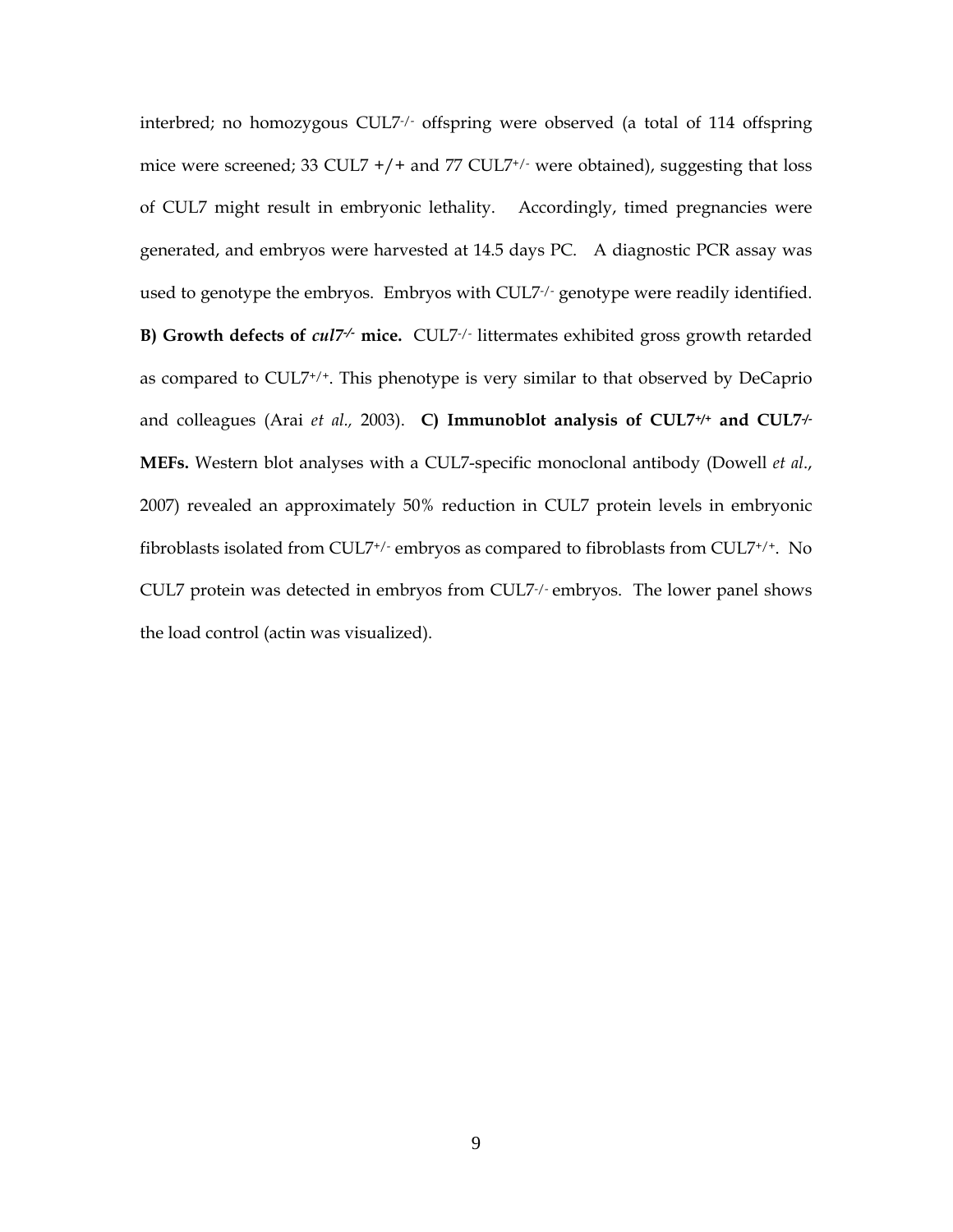interbred; no homozygous CUL7$^{-/-}$ offspring were observed (a total of 114 offspring mice were screened; 33 CUL7 +/+ and 77 CUL7$^{+/-}$ were obtained), suggesting that loss of CUL7 might result in embryonic lethality. Accordingly, timed pregnancies were generated, and embryos were harvested at 14.5 days PC. A diagnostic PCR assay was used to genotype the embryos. Embryos with CUL7$^{-/-}$ genotype were readily identified. **B) Growth defects of *cul7$^{-/-}$* mice.** CUL7$^{-/-}$ littermates exhibited gross growth retarded as compared to CUL7$^{+/+}$. This phenotype is very similar to that observed by DeCaprio and colleagues (Arai *et al.*, 2003). **C) Immunoblot analysis of CUL7$^{+/+}$ and CUL7$^{-/-}$ MEFs.** Western blot analyses with a CUL7-specific monoclonal antibody (Dowell *et al.*, 2007) revealed an approximately 50% reduction in CUL7 protein levels in embryonic fibroblasts isolated from CUL7$^{+/-}$ embryos as compared to fibroblasts from CUL7$^{+/+}$. No CUL7 protein was detected in embryos from CUL7$^{-/-}$ embryos. The lower panel shows the load control (actin was visualized).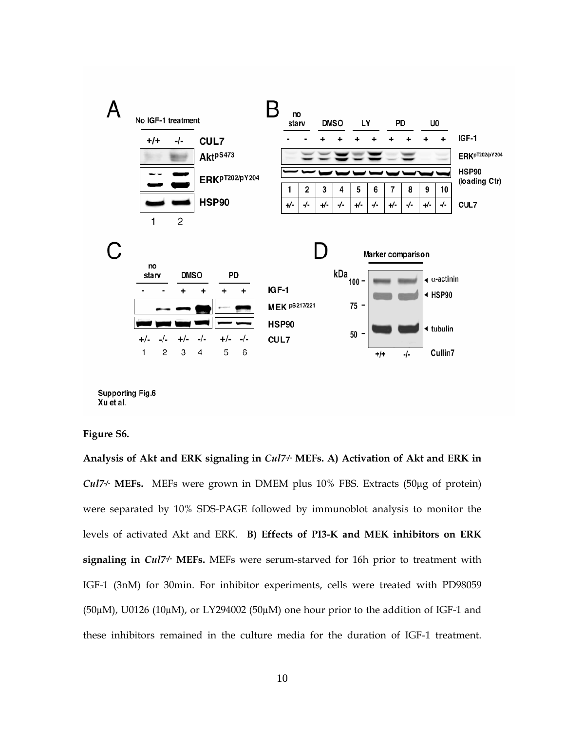**Figure S6.**

**Analysis of Akt and ERK signaling in *Cul7*$^{-/-}$ MEFs. A) Activation of Akt and ERK in *Cul7*$^{-/-}$ MEFs.** MEFs were grown in DMEM plus 10% FBS. Extracts (50μg of protein) were separated by 10% SDS-PAGE followed by immunoblot analysis to monitor the levels of activated Akt and ERK. **B) Effects of PI3-K and MEK inhibitors on ERK signaling in *Cul7*$^{-/-}$ MEFs.** MEFs were serum-starved for 16h prior to treatment with IGF-1 (3nM) for 30min. For inhibitor experiments, cells were treated with PD98059 (50μM), U0126 (10μM), or LY294002 (50μM) one hour prior to the addition of IGF-1 and these inhibitors remained in the culture media for the duration of IGF-1 treatment.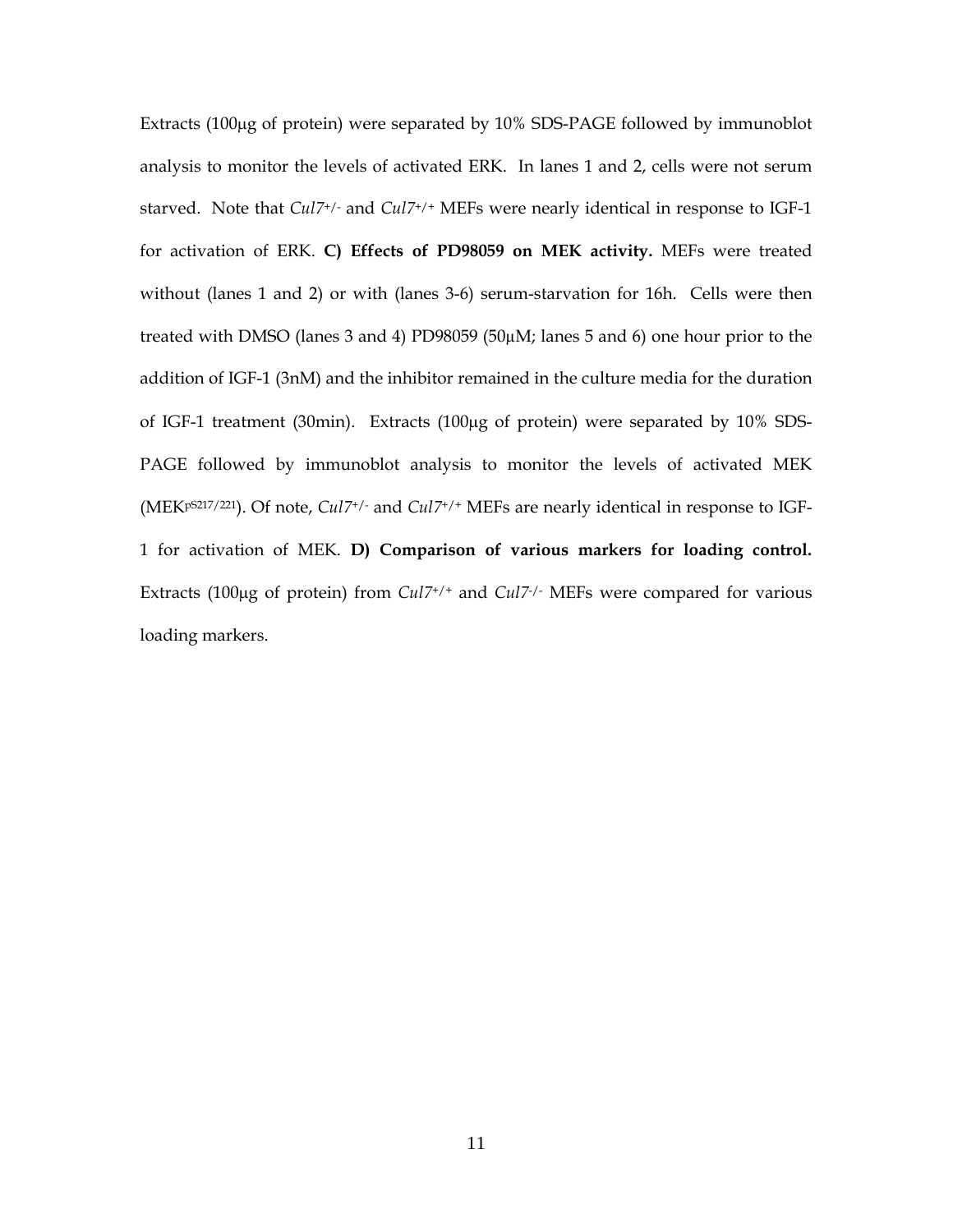Extracts (100μg of protein) were separated by 10% SDS-PAGE followed by immunoblot analysis to monitor the levels of activated ERK. In lanes 1 and 2, cells were not serum starved. Note that *Cul7*$^{+/-}$ and *Cul7*$^{+/+}$ MEFs were nearly identical in response to IGF-1 for activation of ERK. **C) Effects of PD98059 on MEK activity.** MEFs were treated without (lanes 1 and 2) or with (lanes 3-6) serum-starvation for 16h. Cells were then treated with DMSO (lanes 3 and 4) PD98059 (50μM; lanes 5 and 6) one hour prior to the addition of IGF-1 (3nM) and the inhibitor remained in the culture media for the duration of IGF-1 treatment (30min). Extracts (100μg of protein) were separated by 10% SDS-PAGE followed by immunoblot analysis to monitor the levels of activated MEK (MEK$^{pS217/221}$). Of note, *Cul7*$^{+/-}$ and *Cul7*$^{+/+}$ MEFs are nearly identical in response to IGF-1 for activation of MEK. **D) Comparison of various markers for loading control.** Extracts (100μg of protein) from *Cul7*$^{+/+}$ and *Cul7*$^{-/-}$ MEFs were compared for various loading markers.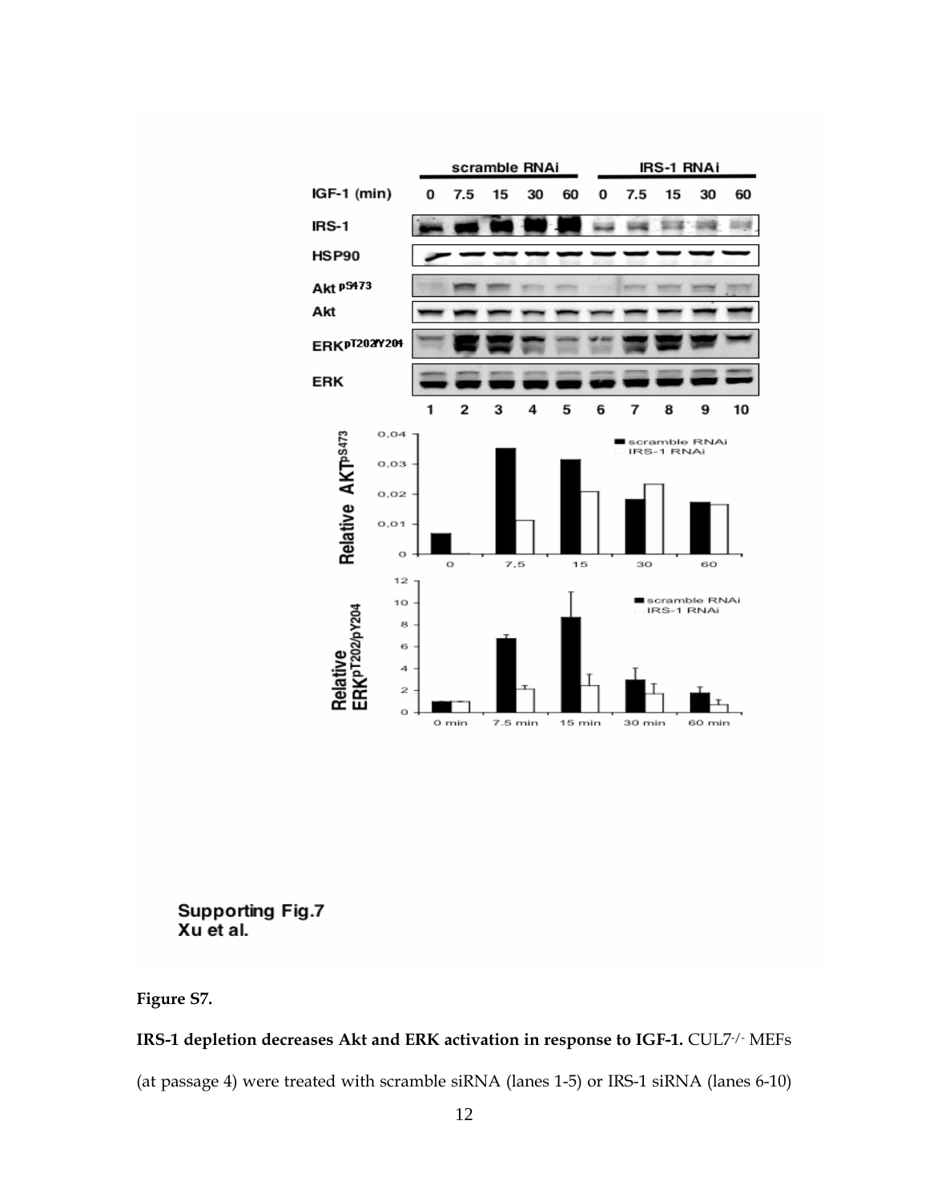**Figure S7.**

**IRS-1 depletion decreases Akt and ERK activation in response to IGF-1.** CUL7$^{-/-}$ MEFs (at passage 4) were treated with scramble siRNA (lanes 1-5) or IRS-1 siRNA (lanes 6-10)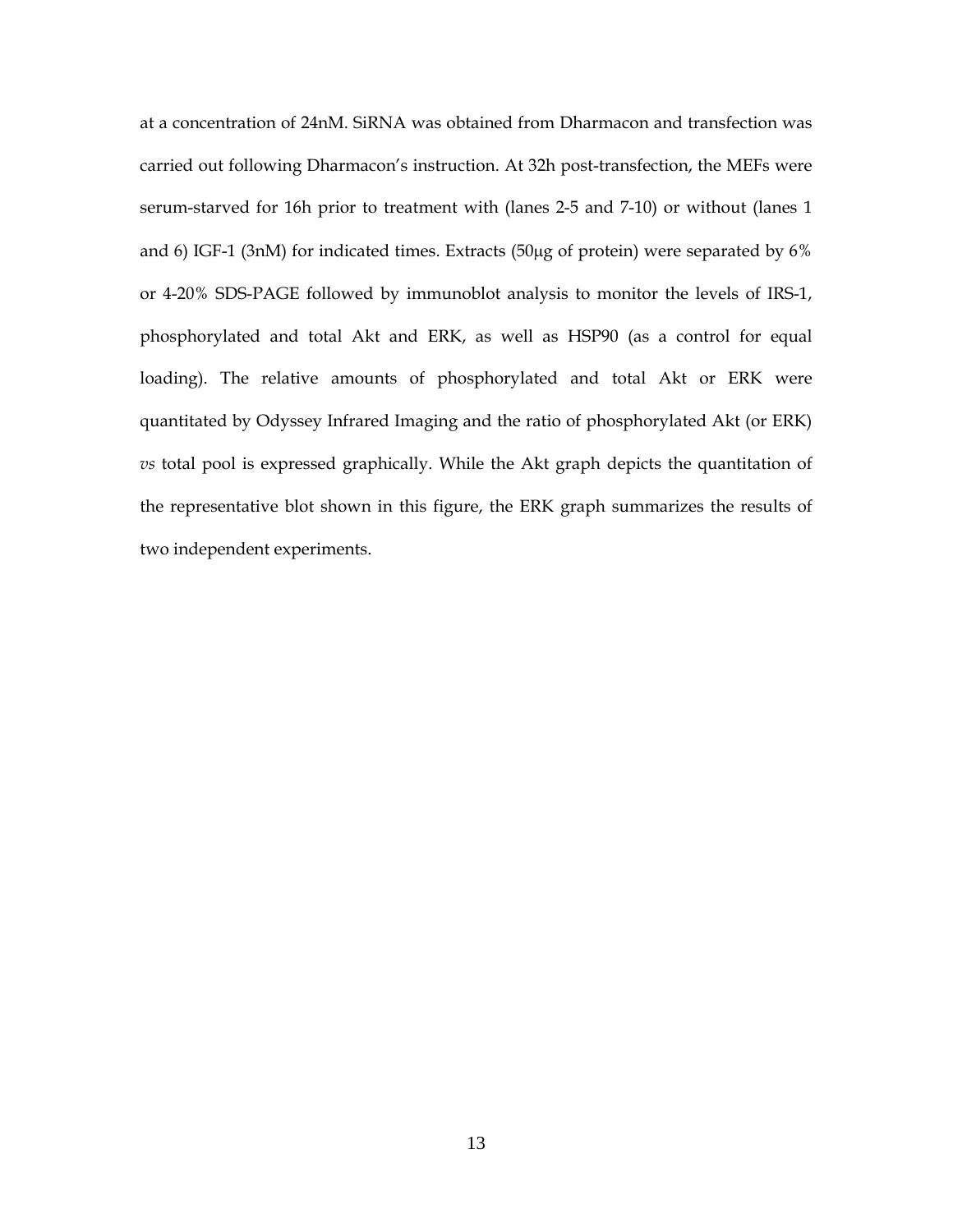at a concentration of 24nM. SiRNA was obtained from Dharmacon and transfection was carried out following Dharmacon's instruction. At 32h post-transfection, the MEFs were serum-starved for 16h prior to treatment with (lanes 2-5 and 7-10) or without (lanes 1 and 6) IGF-1 (3nM) for indicated times. Extracts (50μg of protein) were separated by 6% or 4-20% SDS-PAGE followed by immunoblot analysis to monitor the levels of IRS-1, phosphorylated and total Akt and ERK, as well as HSP90 (as a control for equal loading). The relative amounts of phosphorylated and total Akt or ERK were quantitated by Odyssey Infrared Imaging and the ratio of phosphorylated Akt (or ERK) *vs* total pool is expressed graphically. While the Akt graph depicts the quantitation of the representative blot shown in this figure, the ERK graph summarizes the results of two independent experiments.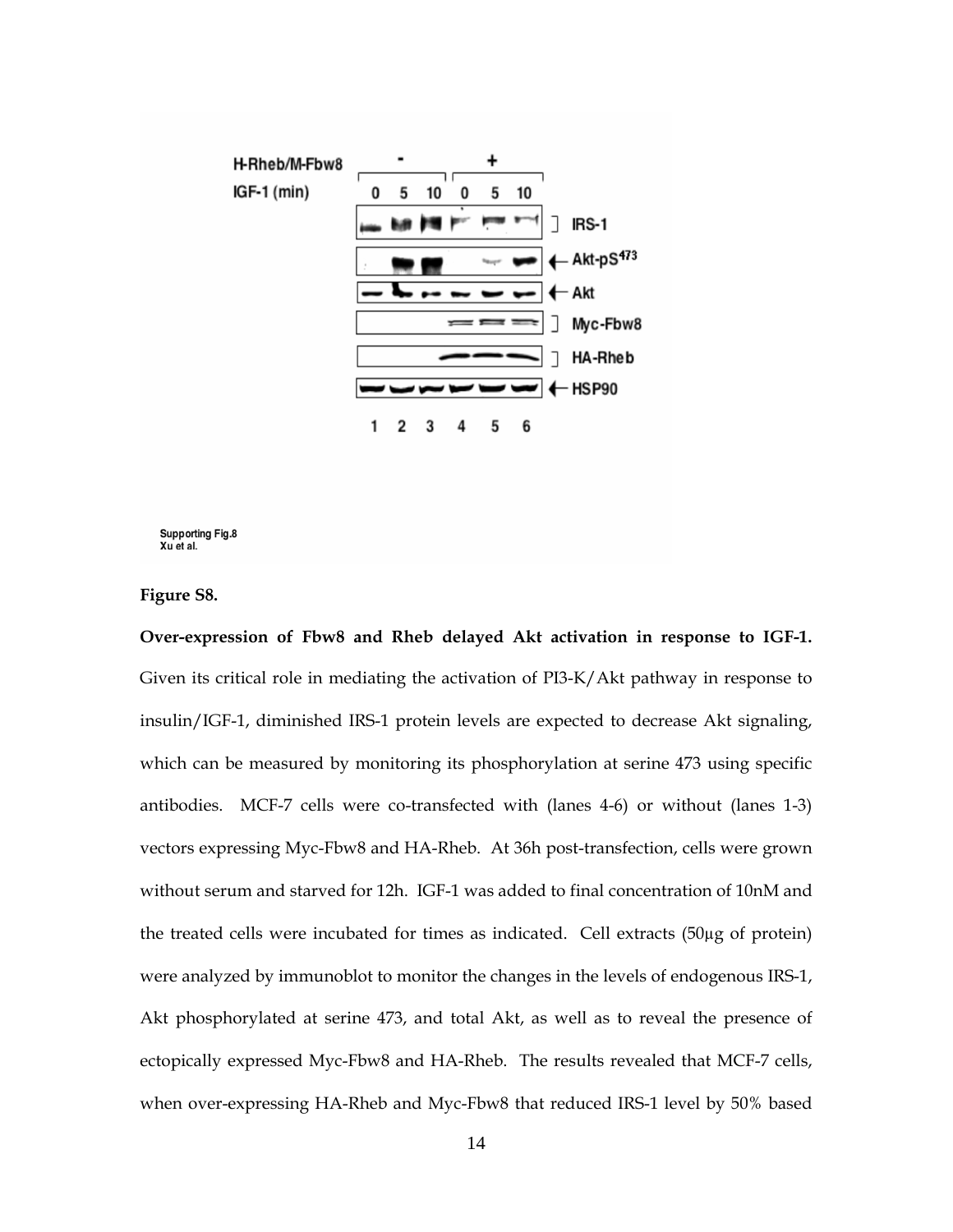Supporting Fig.8
Xu et al.

**Figure S8.**

**Over-expression of Fbw8 and Rheb delayed Akt activation in response to IGF-1.** Given its critical role in mediating the activation of PI3-K/Akt pathway in response to insulin/IGF-1, diminished IRS-1 protein levels are expected to decrease Akt signaling, which can be measured by monitoring its phosphorylation at serine 473 using specific antibodies. MCF-7 cells were co-transfected with (lanes 4-6) or without (lanes 1-3) vectors expressing Myc-Fbw8 and HA-Rheb. At 36h post-transfection, cells were grown without serum and starved for 12h. IGF-1 was added to final concentration of 10nM and the treated cells were incubated for times as indicated. Cell extracts (50μg of protein) were analyzed by immunoblot to monitor the changes in the levels of endogenous IRS-1, Akt phosphorylated at serine 473, and total Akt, as well as to reveal the presence of ectopically expressed Myc-Fbw8 and HA-Rheb. The results revealed that MCF-7 cells, when over-expressing HA-Rheb and Myc-Fbw8 that reduced IRS-1 level by 50% based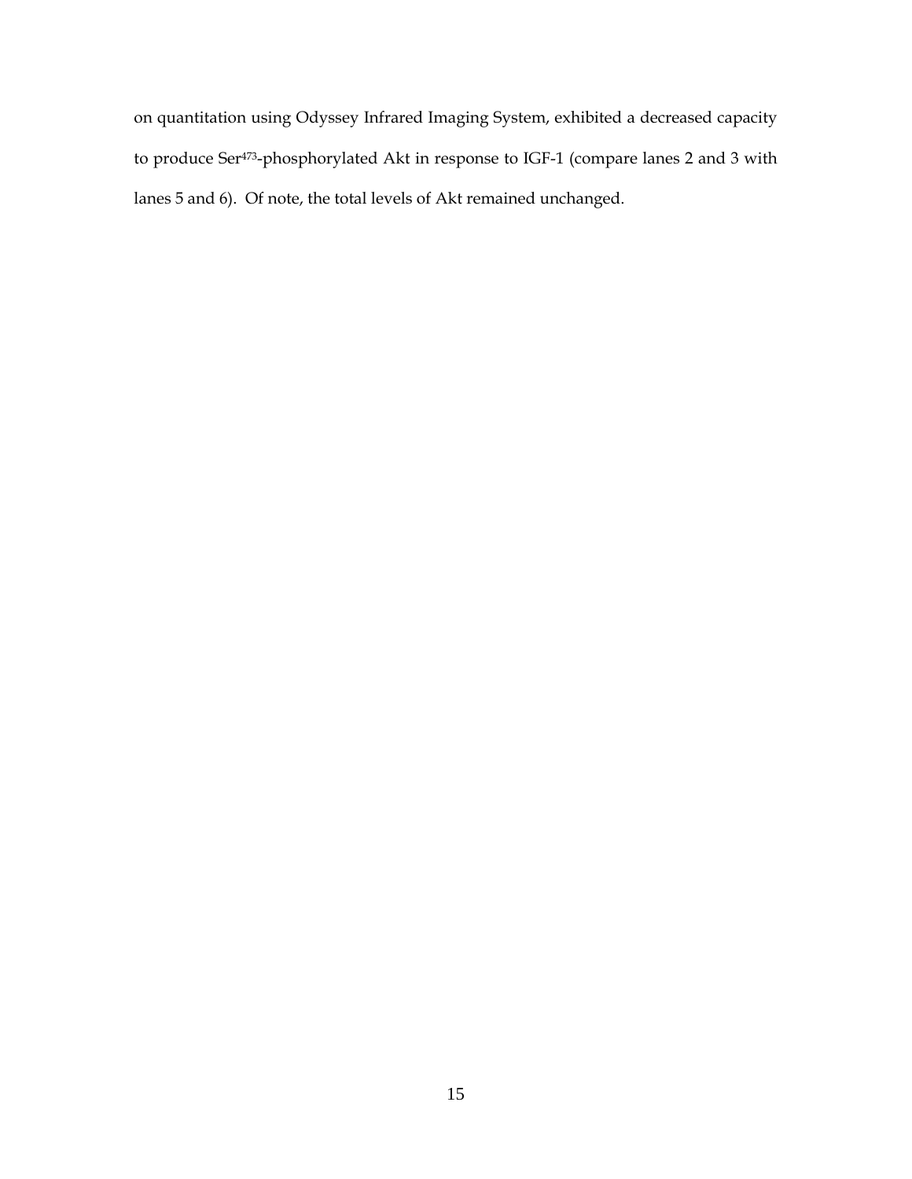on quantitation using Odyssey Infrared Imaging System, exhibited a decreased capacity to produce $Ser^{473}$-phosphorylated Akt in response to IGF-1 (compare lanes 2 and 3 with lanes 5 and 6). Of note, the total levels of Akt remained unchanged.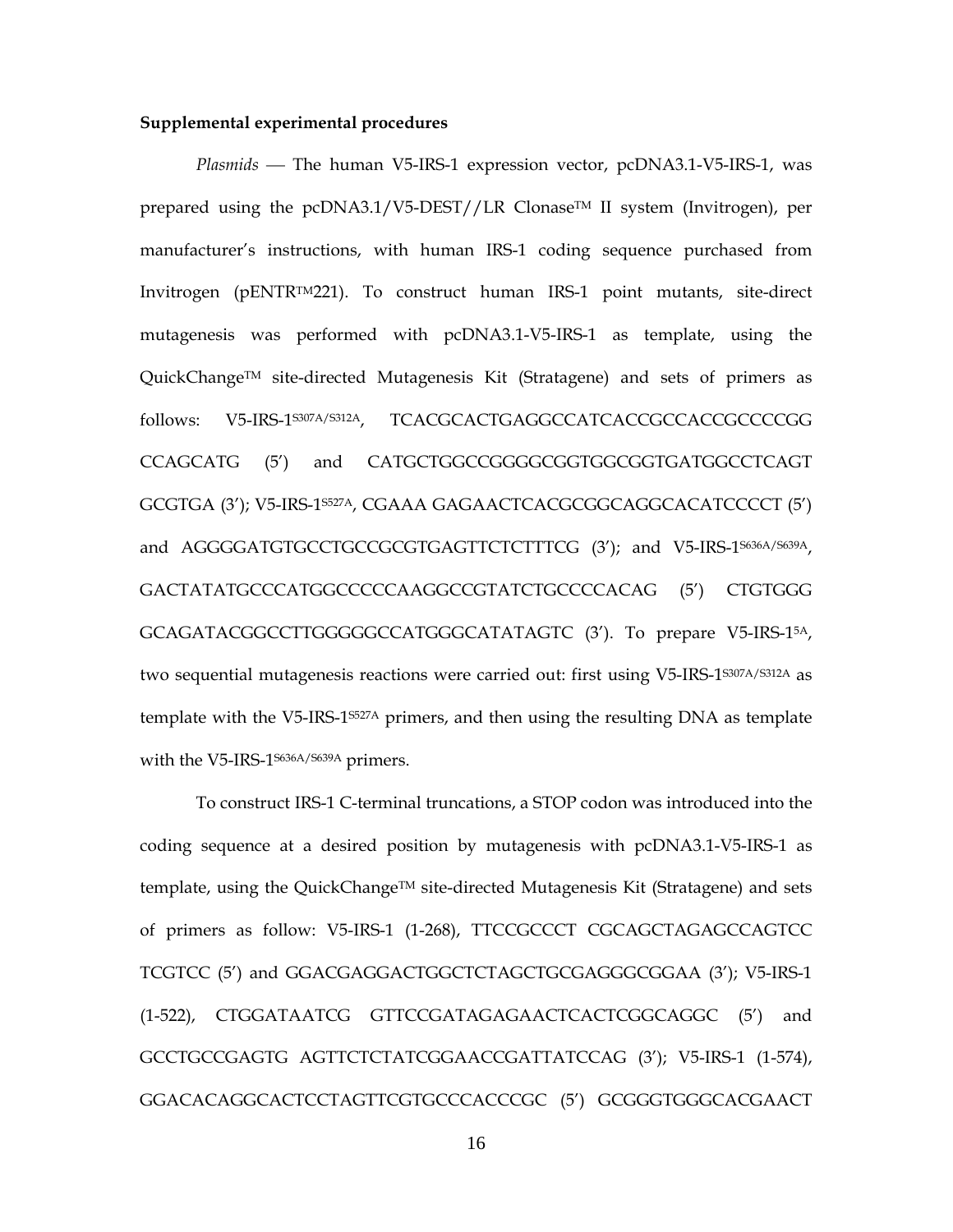**Supplemental experimental procedures**

*Plasmids* — The human V5-IRS-1 expression vector, pcDNA3.1-V5-IRS-1, was prepared using the pcDNA3.1/V5-DEST//LR Clonase™ II system (Invitrogen), per manufacturer's instructions, with human IRS-1 coding sequence purchased from Invitrogen (pENTR™221). To construct human IRS-1 point mutants, site-direct mutagenesis was performed with pcDNA3.1-V5-IRS-1 as template, using the QuickChange™ site-directed Mutagenesis Kit (Stratagene) and sets of primers as follows: V5-IRS-1$^{S307A/S312A}$, TCACGCACTGAGGCCATCACCGCCACCGCCCCGG CCAGCATG (5′) and CATGCTGGCCGGGGCGGTGGCGGTGATGGCCTCAGT GCGTGA (3′); V5-IRS-1$^{S527A}$, CGAAA GAGAACTCACGCGGCAGGCACATCCCCT (5′) and AGGGGATGTGCCTGCCGCGTGAGTTCTCTTTCG (3′); and V5-IRS-1$^{S636A/S639A}$, GACTATATGCCCATGGCCCCCAAGGCCGTATCTGCCCCACAG (5′) CTGTGGG GCAGATACGGCCTTGGGGGCCATGGGCATATAGTC (3′). To prepare V5-IRS-1$^{5A}$, two sequential mutagenesis reactions were carried out: first using V5-IRS-1$^{S307A/S312A}$ as template with the V5-IRS-1$^{S527A}$ primers, and then using the resulting DNA as template with the V5-IRS-1$^{S636A/S639A}$ primers.

To construct IRS-1 C-terminal truncations, a STOP codon was introduced into the coding sequence at a desired position by mutagenesis with pcDNA3.1-V5-IRS-1 as template, using the QuickChange™ site-directed Mutagenesis Kit (Stratagene) and sets of primers as follow: V5-IRS-1 (1-268), TTCCGCCCT CGCAGCTAGAGCCAGTCC TCGTCC (5′) and GGACGAGGACTGGCTCTAGCTGCGAGGGCGGAA (3′); V5-IRS-1 (1-522), CTGGATAATCG GTTCCGATAGAGAACTCACTCGGCAGGC (5′) and GCCTGCCGAGTG AGTTCTCTATCGGAACCGATTATCCAG (3′); V5-IRS-1 (1-574), GGACACAGGCACTCCTAGTTCGTGCCCACCCGC (5′) GCGGGTGGGCACGAACT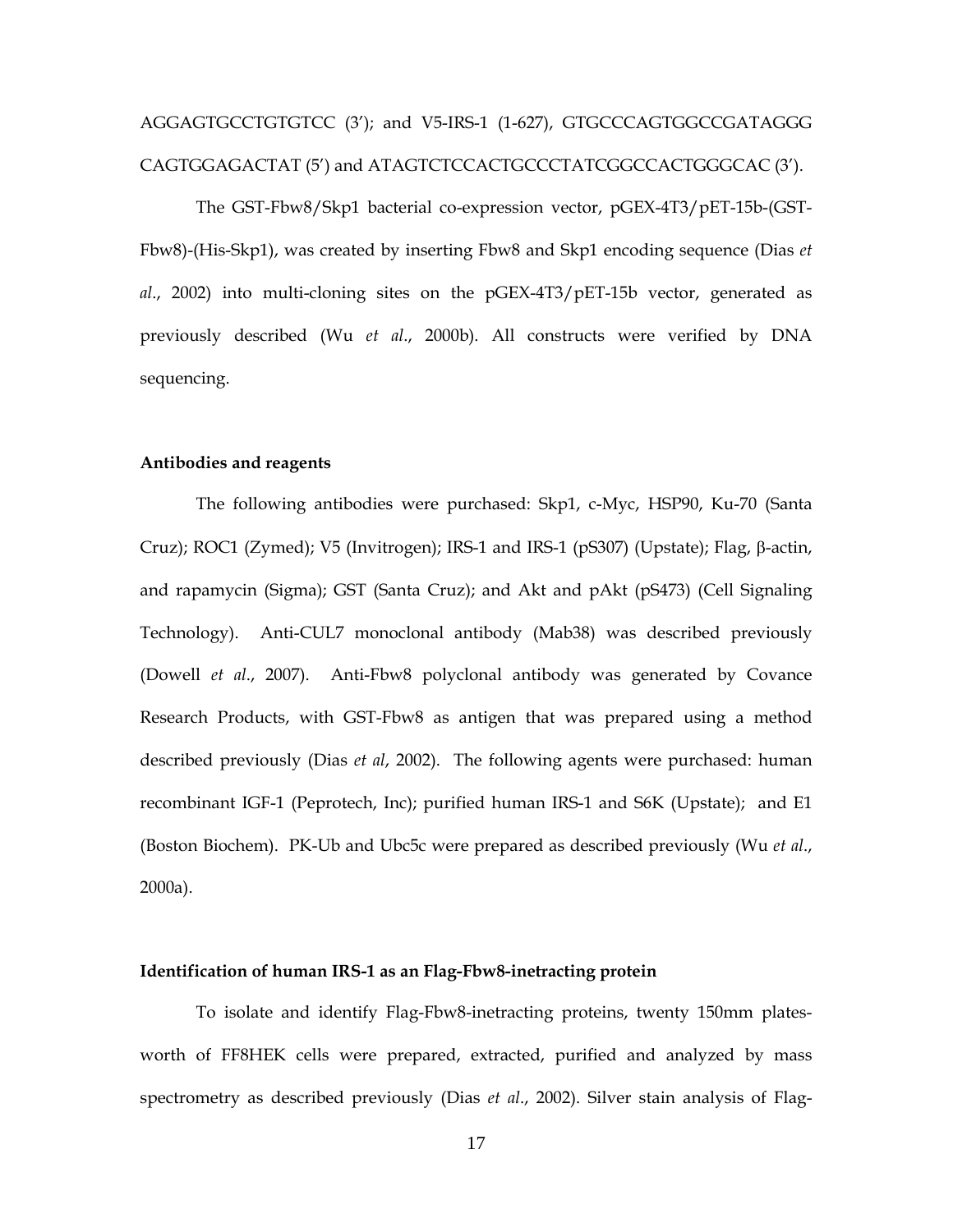AGGAGTGCCTGTGTCC (3'); and V5-IRS-1 (1-627), GTGCCCAGTGGCCGATAGGG CAGTGGAGACTAT (5') and ATAGTCTCCACTGCCCTATCGGCCACTGGGCAC (3').

The GST-Fbw8/Skp1 bacterial co-expression vector, pGEX-4T3/pET-15b-(GST-Fbw8)-(His-Skp1), was created by inserting Fbw8 and Skp1 encoding sequence (Dias *et al*., 2002) into multi-cloning sites on the pGEX-4T3/pET-15b vector, generated as previously described (Wu *et al*., 2000b). All constructs were verified by DNA sequencing.

### Antibodies and reagents

The following antibodies were purchased: Skp1, c-Myc, HSP90, Ku-70 (Santa Cruz); ROC1 (Zymed); V5 (Invitrogen); IRS-1 and IRS-1 (pS307) (Upstate); Flag, β-actin, and rapamycin (Sigma); GST (Santa Cruz); and Akt and pAkt (pS473) (Cell Signaling Technology). Anti-CUL7 monoclonal antibody (Mab38) was described previously (Dowell *et al*., 2007). Anti-Fbw8 polyclonal antibody was generated by Covance Research Products, with GST-Fbw8 as antigen that was prepared using a method described previously (Dias *et al*, 2002). The following agents were purchased: human recombinant IGF-1 (Peprotech, Inc); purified human IRS-1 and S6K (Upstate); and E1 (Boston Biochem). PK-Ub and Ubc5c were prepared as described previously (Wu *et al*., 2000a).

### Identification of human IRS-1 as an Flag-Fbw8-inetracting protein

To isolate and identify Flag-Fbw8-inetracting proteins, twenty 150mm plates-worth of FF8HEK cells were prepared, extracted, purified and analyzed by mass spectrometry as described previously (Dias *et al*., 2002). Silver stain analysis of Flag-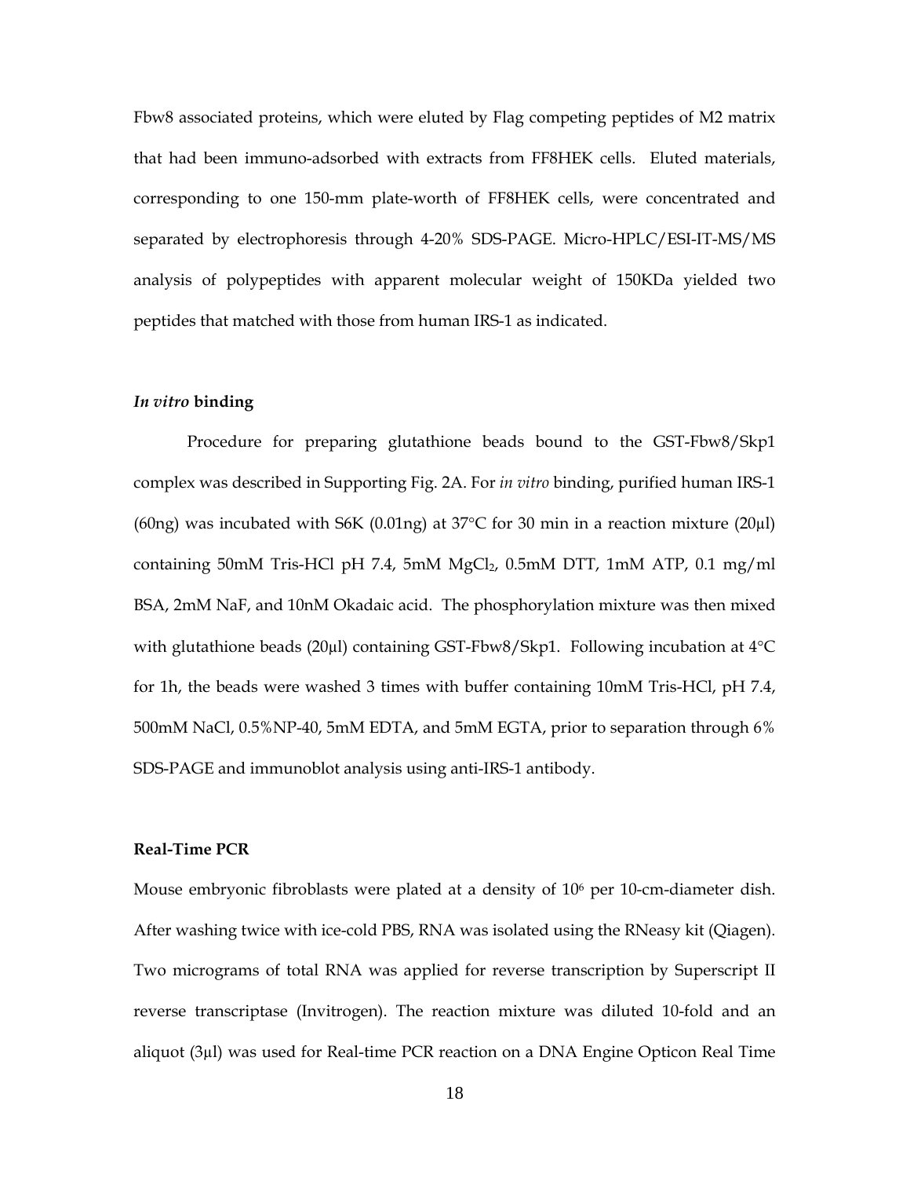Fbw8 associated proteins, which were eluted by Flag competing peptides of M2 matrix that had been immuno-adsorbed with extracts from FF8HEK cells. Eluted materials, corresponding to one 150-mm plate-worth of FF8HEK cells, were concentrated and separated by electrophoresis through 4-20% SDS-PAGE. Micro-HPLC/ESI-IT-MS/MS analysis of polypeptides with apparent molecular weight of 150KDa yielded two peptides that matched with those from human IRS-1 as indicated.

### *In vitro* binding

Procedure for preparing glutathione beads bound to the GST-Fbw8/Skp1 complex was described in Supporting Fig. 2A. For *in vitro* binding, purified human IRS-1 (60ng) was incubated with S6K (0.01ng) at 37°C for 30 min in a reaction mixture (20µl) containing 50mM Tris-HCl pH 7.4, 5mM $MgCl_2$, 0.5mM DTT, 1mM ATP, 0.1 mg/ml BSA, 2mM NaF, and 10nM Okadaic acid. The phosphorylation mixture was then mixed with glutathione beads (20µl) containing GST-Fbw8/Skp1. Following incubation at 4°C for 1h, the beads were washed 3 times with buffer containing 10mM Tris-HCl, pH 7.4, 500mM NaCl, 0.5%NP-40, 5mM EDTA, and 5mM EGTA, prior to separation through 6% SDS-PAGE and immunoblot analysis using anti-IRS-1 antibody.

### Real-Time PCR

Mouse embryonic fibroblasts were plated at a density of $10^6$ per 10-cm-diameter dish. After washing twice with ice-cold PBS, RNA was isolated using the RNeasy kit (Qiagen). Two micrograms of total RNA was applied for reverse transcription by Superscript II reverse transcriptase (Invitrogen). The reaction mixture was diluted 10-fold and an aliquot (3µl) was used for Real-time PCR reaction on a DNA Engine Opticon Real Time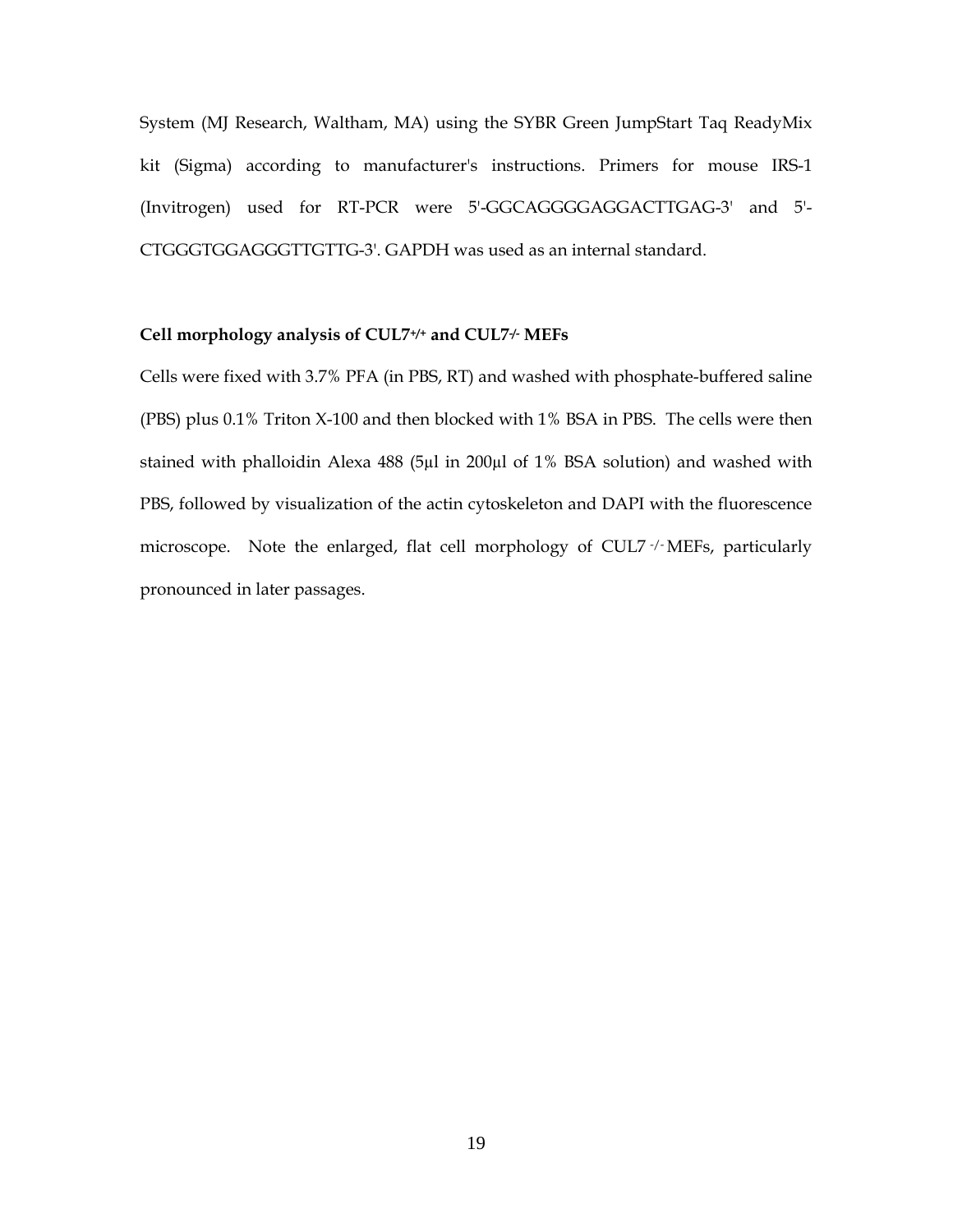System (MJ Research, Waltham, MA) using the SYBR Green JumpStart Taq ReadyMix kit (Sigma) according to manufacturer's instructions. Primers for mouse IRS-1 (Invitrogen) used for RT-PCR were 5'-GGCAGGGGAGGACTTGAG-3' and 5'-CTGGGTGGAGGGTTGTTG-3'. GAPDH was used as an internal standard.

**Cell morphology analysis of CUL7$^{+/+}$ and CUL7$^{-/-}$ MEFs**

Cells were fixed with 3.7% PFA (in PBS, RT) and washed with phosphate-buffered saline (PBS) plus 0.1% Triton X-100 and then blocked with 1% BSA in PBS. The cells were then stained with phalloidin Alexa 488 (5µl in 200µl of 1% BSA solution) and washed with PBS, followed by visualization of the actin cytoskeleton and DAPI with the fluorescence microscope. Note the enlarged, flat cell morphology of CUL7$^{-/-}$ MEFs, particularly pronounced in later passages.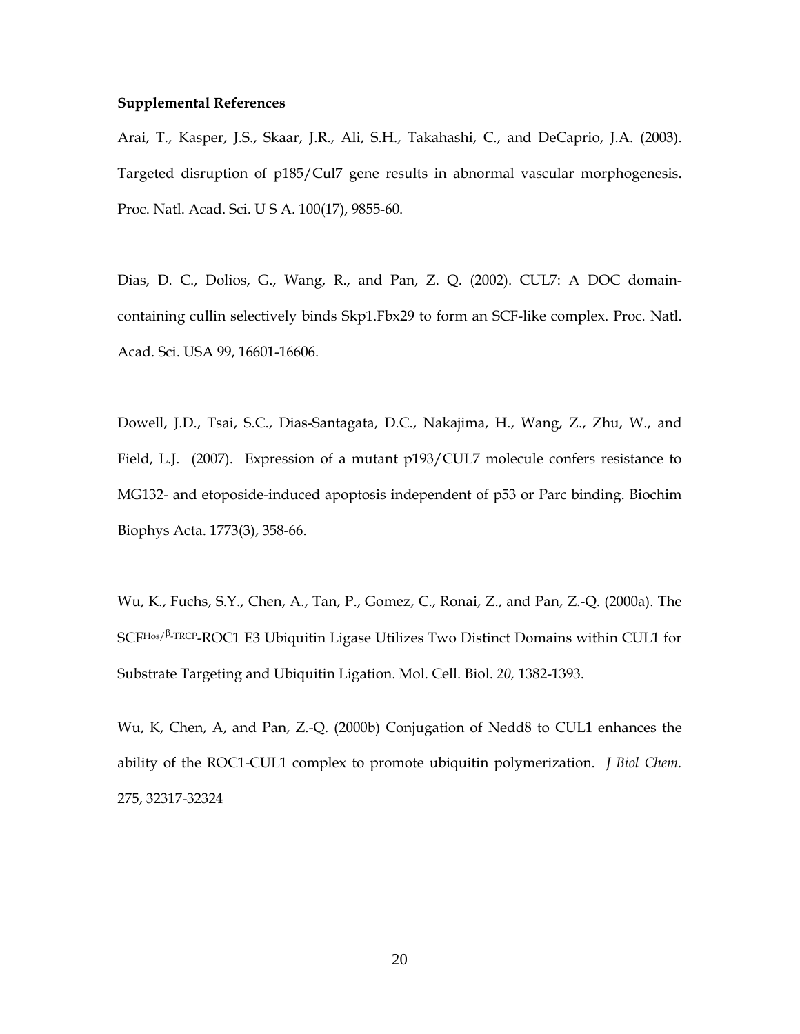**Supplemental References**

Arai, T., Kasper, J.S., Skaar, J.R., Ali, S.H., Takahashi, C., and DeCaprio, J.A. (2003). Targeted disruption of p185/Cul7 gene results in abnormal vascular morphogenesis. Proc. Natl. Acad. Sci. U S A. 100(17), 9855-60.

Dias, D. C., Dolios, G., Wang, R., and Pan, Z. Q. (2002). CUL7: A DOC domain-containing cullin selectively binds Skp1.Fbx29 to form an SCF-like complex. Proc. Natl. Acad. Sci. USA 99, 16601-16606.

Dowell, J.D., Tsai, S.C., Dias-Santagata, D.C., Nakajima, H., Wang, Z., Zhu, W., and Field, L.J. (2007). Expression of a mutant p193/CUL7 molecule confers resistance to MG132- and etoposide-induced apoptosis independent of p53 or Parc binding. Biochim Biophys Acta. 1773(3), 358-66.

Wu, K., Fuchs, S.Y., Chen, A., Tan, P., Gomez, C., Ronai, Z., and Pan, Z.-Q. (2000a). The SCF$^{Hos/\beta\text{-}TRCP}$-ROC1 E3 Ubiquitin Ligase Utilizes Two Distinct Domains within CUL1 for Substrate Targeting and Ubiquitin Ligation. Mol. Cell. Biol. *20,* 1382-1393.

Wu, K, Chen, A, and Pan, Z.-Q. (2000b) Conjugation of Nedd8 to CUL1 enhances the ability of the ROC1-CUL1 complex to promote ubiquitin polymerization. *J Biol Chem.* 275, 32317-32324